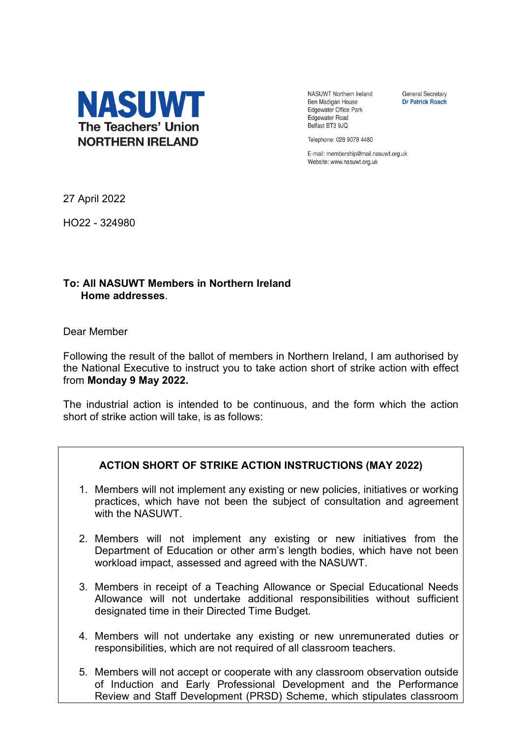**NASUWT**
**The Teachers' Union**
**NORTHERN IRELAND**

NASUWT Northern Ireland
Ben Madigan House
Edgewater Office Park
Edgewater Road
Belfast BT3 9JQ

Telephone: 028 9078 4480

E-mail: membership@mail.nasuwt.org.uk
Website: www.nasuwt.org.uk

General Secretary
**Dr Patrick Roach**

27 April 2022

HO22 - 324980

**To: All NASUWT Members in Northern Ireland**
**Home addresses**.

Dear Member

Following the result of the ballot of members in Northern Ireland, I am authorised by the National Executive to instruct you to take action short of strike action with effect from **Monday 9 May 2022.**

The industrial action is intended to be continuous, and the form which the action short of strike action will take, is as follows:

**ACTION SHORT OF STRIKE ACTION INSTRUCTIONS (MAY 2022)**

1. Members will not implement any existing or new policies, initiatives or working practices, which have not been the subject of consultation and agreement with the NASUWT.

2. Members will not implement any existing or new initiatives from the Department of Education or other arm's length bodies, which have not been workload impact, assessed and agreed with the NASUWT.

3. Members in receipt of a Teaching Allowance or Special Educational Needs Allowance will not undertake additional responsibilities without sufficient designated time in their Directed Time Budget.

4. Members will not undertake any existing or new unremunerated duties or responsibilities, which are not required of all classroom teachers.

5. Members will not accept or cooperate with any classroom observation outside of Induction and Early Professional Development and the Performance Review and Staff Development (PRSD) Scheme, which stipulates classroom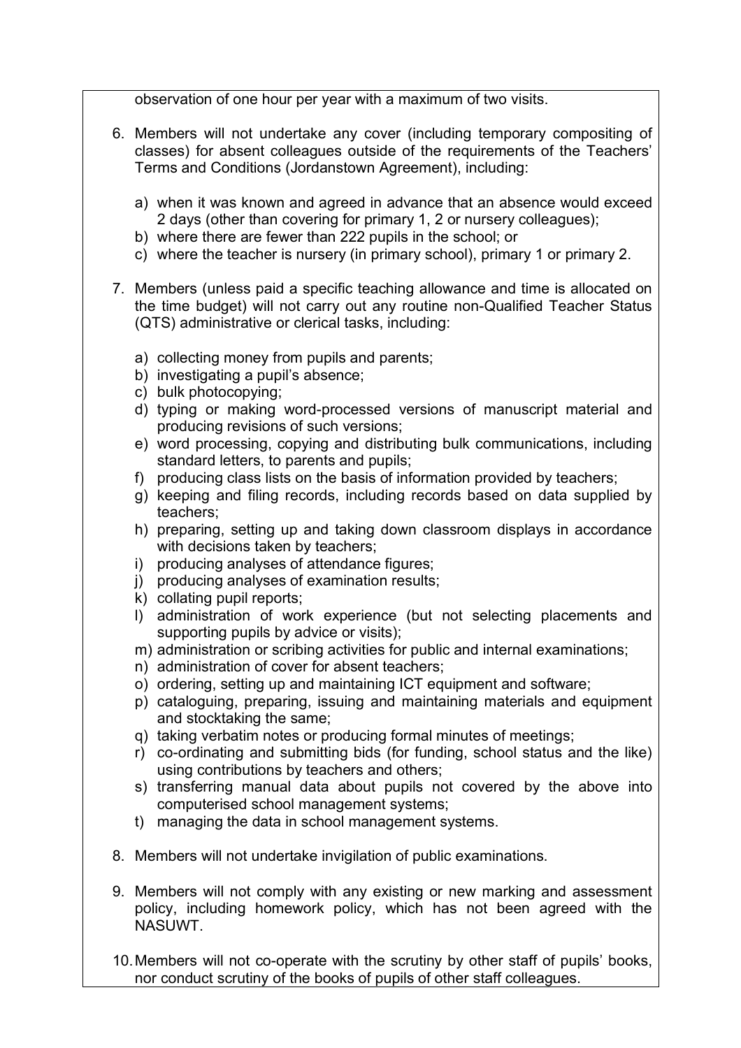observation of one hour per year with a maximum of two visits.

6. Members will not undertake any cover (including temporary compositing of classes) for absent colleagues outside of the requirements of the Teachers' Terms and Conditions (Jordanstown Agreement), including:

   a) when it was known and agreed in advance that an absence would exceed 2 days (other than covering for primary 1, 2 or nursery colleagues);
   b) where there are fewer than 222 pupils in the school; or
   c) where the teacher is nursery (in primary school), primary 1 or primary 2.

7. Members (unless paid a specific teaching allowance and time is allocated on the time budget) will not carry out any routine non-Qualified Teacher Status (QTS) administrative or clerical tasks, including:

   a) collecting money from pupils and parents;
   b) investigating a pupil's absence;
   c) bulk photocopying;
   d) typing or making word-processed versions of manuscript material and producing revisions of such versions;
   e) word processing, copying and distributing bulk communications, including standard letters, to parents and pupils;
   f) producing class lists on the basis of information provided by teachers;
   g) keeping and filing records, including records based on data supplied by teachers;
   h) preparing, setting up and taking down classroom displays in accordance with decisions taken by teachers;
   i) producing analyses of attendance figures;
   j) producing analyses of examination results;
   k) collating pupil reports;
   l) administration of work experience (but not selecting placements and supporting pupils by advice or visits);
   m) administration or scribing activities for public and internal examinations;
   n) administration of cover for absent teachers;
   o) ordering, setting up and maintaining ICT equipment and software;
   p) cataloguing, preparing, issuing and maintaining materials and equipment and stocktaking the same;
   q) taking verbatim notes or producing formal minutes of meetings;
   r) co-ordinating and submitting bids (for funding, school status and the like) using contributions by teachers and others;
   s) transferring manual data about pupils not covered by the above into computerised school management systems;
   t) managing the data in school management systems.

8. Members will not undertake invigilation of public examinations.

9. Members will not comply with any existing or new marking and assessment policy, including homework policy, which has not been agreed with the NASUWT.

10. Members will not co-operate with the scrutiny by other staff of pupils' books, nor conduct scrutiny of the books of pupils of other staff colleagues.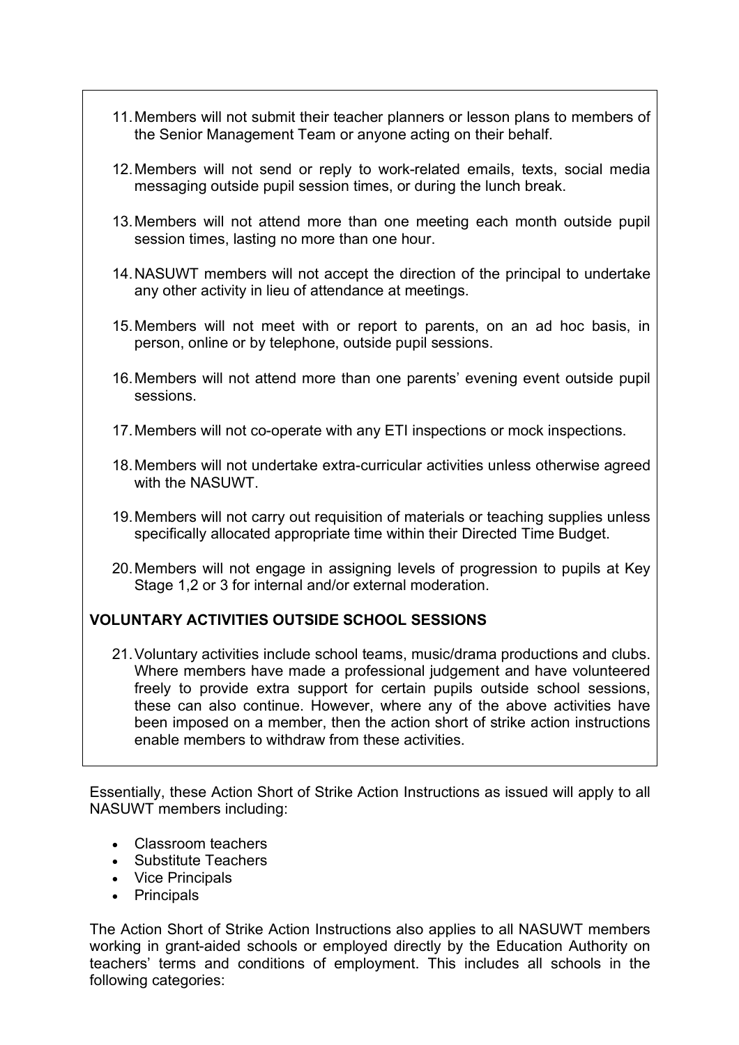11. Members will not submit their teacher planners or lesson plans to members of the Senior Management Team or anyone acting on their behalf.

12. Members will not send or reply to work-related emails, texts, social media messaging outside pupil session times, or during the lunch break.

13. Members will not attend more than one meeting each month outside pupil session times, lasting no more than one hour.

14. NASUWT members will not accept the direction of the principal to undertake any other activity in lieu of attendance at meetings.

15. Members will not meet with or report to parents, on an ad hoc basis, in person, online or by telephone, outside pupil sessions.

16. Members will not attend more than one parents' evening event outside pupil sessions.

17. Members will not co-operate with any ETI inspections or mock inspections.

18. Members will not undertake extra-curricular activities unless otherwise agreed with the NASUWT.

19. Members will not carry out requisition of materials or teaching supplies unless specifically allocated appropriate time within their Directed Time Budget.

20. Members will not engage in assigning levels of progression to pupils at Key Stage 1,2 or 3 for internal and/or external moderation.

**VOLUNTARY ACTIVITIES OUTSIDE SCHOOL SESSIONS**

21. Voluntary activities include school teams, music/drama productions and clubs. Where members have made a professional judgement and have volunteered freely to provide extra support for certain pupils outside school sessions, these can also continue. However, where any of the above activities have been imposed on a member, then the action short of strike action instructions enable members to withdraw from these activities.

Essentially, these Action Short of Strike Action Instructions as issued will apply to all NASUWT members including:

- Classroom teachers
- Substitute Teachers
- Vice Principals
- Principals

The Action Short of Strike Action Instructions also applies to all NASUWT members working in grant-aided schools or employed directly by the Education Authority on teachers' terms and conditions of employment. This includes all schools in the following categories: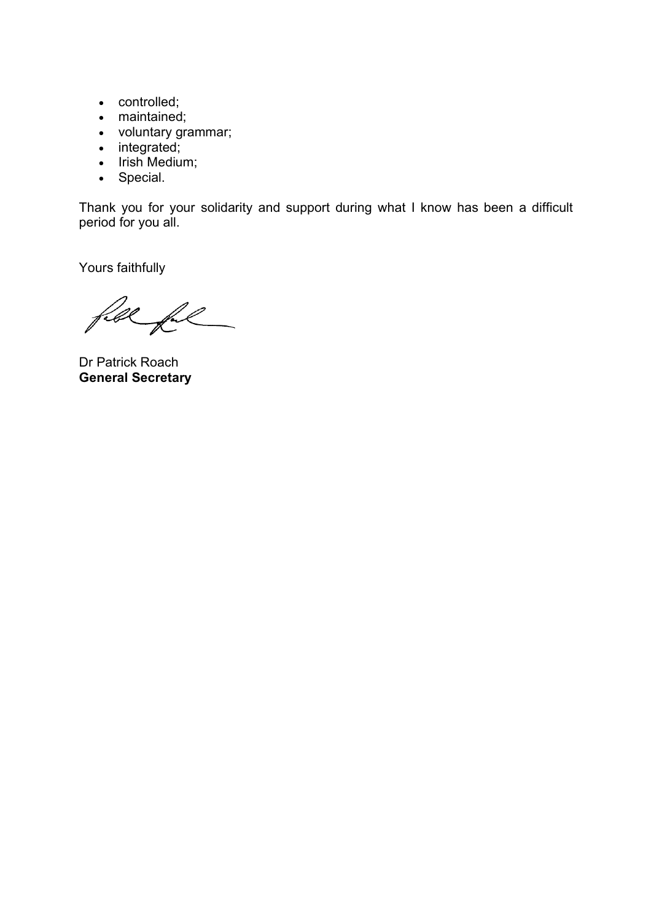- controlled;
- maintained;
- voluntary grammar;
- integrated;
- Irish Medium;
- Special.

Thank you for your solidarity and support during what I know has been a difficult period for you all.

Yours faithfully

Dr Patrick Roach
**General Secretary**